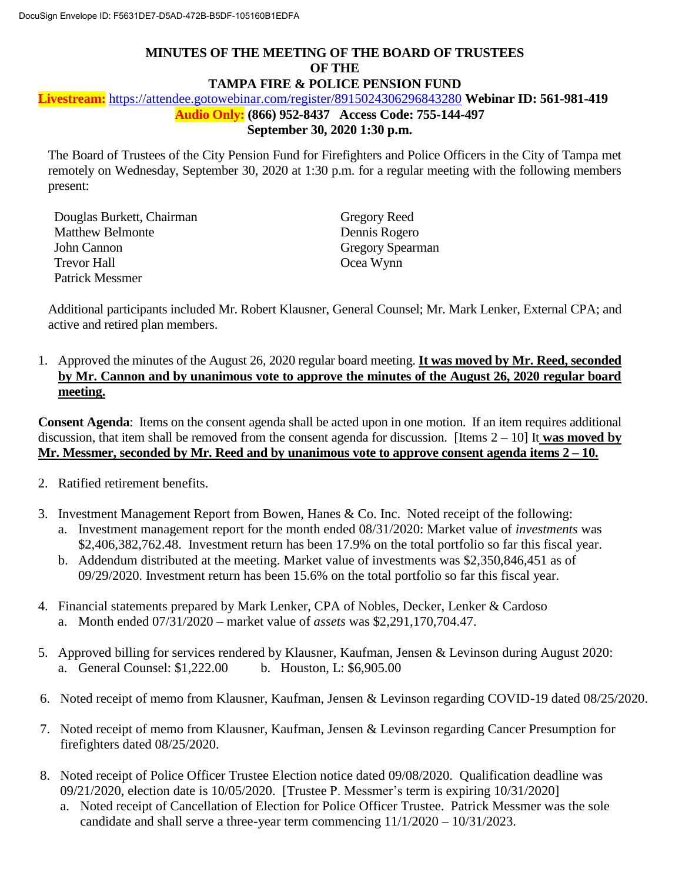# MINUTES OF THE MEETING OF THE BOARD OF TRUSTEES OF THE TAMPA FIRE & POLICE PENSION FUND

**Livestream:** https://attendee.gotowebinar.com/register/8915024306296843280 **Webinar ID: 561-981-419**

**Audio Only: (866) 952-8437 Access Code: 755-144-497**

**September 30, 2020 1:30 p.m.**

The Board of Trustees of the City Pension Fund for Firefighters and Police Officers in the City of Tampa met remotely on Wednesday, September 30, 2020 at 1:30 p.m. for a regular meeting with the following members present:

Douglas Burkett, Chairman
Matthew Belmonte
John Cannon
Trevor Hall
Patrick Messmer
Gregory Reed
Dennis Rogero
Gregory Spearman
Ocea Wynn

Additional participants included Mr. Robert Klausner, General Counsel; Mr. Mark Lenker, External CPA; and active and retired plan members.

1. Approved the minutes of the August 26, 2020 regular board meeting. **<u>It was moved by Mr. Reed, seconded by Mr. Cannon and by unanimous vote to approve the minutes of the August 26, 2020 regular board meeting.</u>**

**Consent Agenda**: Items on the consent agenda shall be acted upon in one motion. If an item requires additional discussion, that item shall be removed from the consent agenda for discussion. [Items 2 – 10] It **<u>was moved by Mr. Messmer, seconded by Mr. Reed and by unanimous vote to approve consent agenda items 2 – 10.</u>**

2. Ratified retirement benefits.
3. Investment Management Report from Bowen, Hanes & Co. Inc. Noted receipt of the following:
   a. Investment management report for the month ended 08/31/2020: Market value of *investments* was $2,406,382,762.48. Investment return has been 17.9% on the total portfolio so far this fiscal year.
   b. Addendum distributed at the meeting. Market value of investments was $2,350,846,451 as of 09/29/2020. Investment return has been 15.6% on the total portfolio so far this fiscal year.
4. Financial statements prepared by Mark Lenker, CPA of Nobles, Decker, Lenker & Cardoso
   a. Month ended 07/31/2020 – market value of *assets* was $2,291,170,704.47.
5. Approved billing for services rendered by Klausner, Kaufman, Jensen & Levinson during August 2020:
   a. General Counsel: $1,222.00 b. Houston, L: $6,905.00
6. Noted receipt of memo from Klausner, Kaufman, Jensen & Levinson regarding COVID-19 dated 08/25/2020.
7. Noted receipt of memo from Klausner, Kaufman, Jensen & Levinson regarding Cancer Presumption for firefighters dated 08/25/2020.
8. Noted receipt of Police Officer Trustee Election notice dated 09/08/2020. Qualification deadline was 09/21/2020, election date is 10/05/2020. [Trustee P. Messmer's term is expiring 10/31/2020]
   a. Noted receipt of Cancellation of Election for Police Officer Trustee. Patrick Messmer was the sole candidate and shall serve a three-year term commencing 11/1/2020 – 10/31/2023.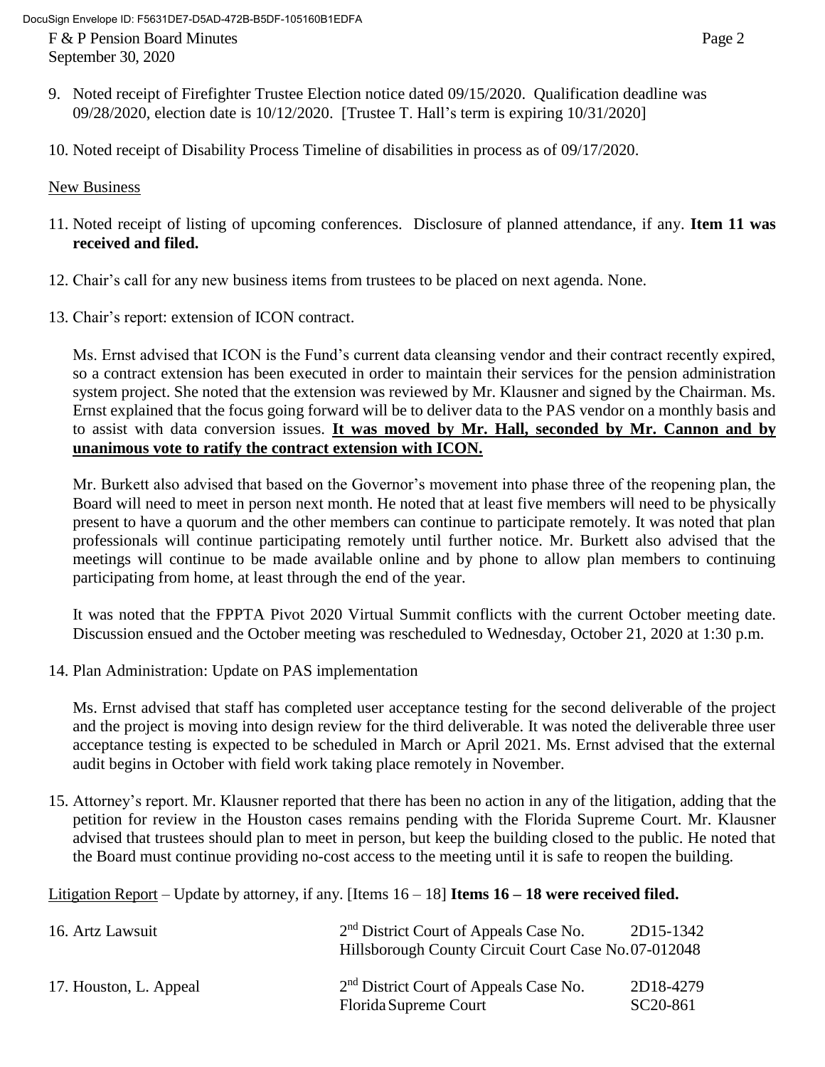9. Noted receipt of Firefighter Trustee Election notice dated 09/15/2020. Qualification deadline was 09/28/2020, election date is 10/12/2020. [Trustee T. Hall's term is expiring 10/31/2020]

10. Noted receipt of Disability Process Timeline of disabilities in process as of 09/17/2020.

New Business

11. Noted receipt of listing of upcoming conferences. Disclosure of planned attendance, if any. **Item 11 was received and filed.**

12. Chair's call for any new business items from trustees to be placed on next agenda. None.

13. Chair's report: extension of ICON contract.

    Ms. Ernst advised that ICON is the Fund's current data cleansing vendor and their contract recently expired, so a contract extension has been executed in order to maintain their services for the pension administration system project. She noted that the extension was reviewed by Mr. Klausner and signed by the Chairman. Ms. Ernst explained that the focus going forward will be to deliver data to the PAS vendor on a monthly basis and to assist with data conversion issues. **It was moved by Mr. Hall, seconded by Mr. Cannon and by unanimous vote to ratify the contract extension with ICON.**

    Mr. Burkett also advised that based on the Governor's movement into phase three of the reopening plan, the Board will need to meet in person next month. He noted that at least five members will need to be physically present to have a quorum and the other members can continue to participate remotely. It was noted that plan professionals will continue participating remotely until further notice. Mr. Burkett also advised that the meetings will continue to be made available online and by phone to allow plan members to continuing participating from home, at least through the end of the year.

    It was noted that the FPPTA Pivot 2020 Virtual Summit conflicts with the current October meeting date. Discussion ensued and the October meeting was rescheduled to Wednesday, October 21, 2020 at 1:30 p.m.

14. Plan Administration: Update on PAS implementation

    Ms. Ernst advised that staff has completed user acceptance testing for the second deliverable of the project and the project is moving into design review for the third deliverable. It was noted the deliverable three user acceptance testing is expected to be scheduled in March or April 2021. Ms. Ernst advised that the external audit begins in October with field work taking place remotely in November.

15. Attorney's report. Mr. Klausner reported that there has been no action in any of the litigation, adding that the petition for review in the Houston cases remains pending with the Florida Supreme Court. Mr. Klausner advised that trustees should plan to meet in person, but keep the building closed to the public. He noted that the Board must continue providing no-cost access to the meeting until it is safe to reopen the building.

Litigation Report – Update by attorney, if any. [Items 16 – 18] **Items 16 – 18 were received filed.**

| | | |
|---|---|---|
| 16. Artz Lawsuit | 2nd District Court of Appeals Case No. | 2D15-1342 |
| | Hillsborough County Circuit Court Case No. | 07-012048 |
| 17. Houston, L. Appeal | 2nd District Court of Appeals Case No. | 2D18-4279 |
| | Florida Supreme Court | SC20-861 |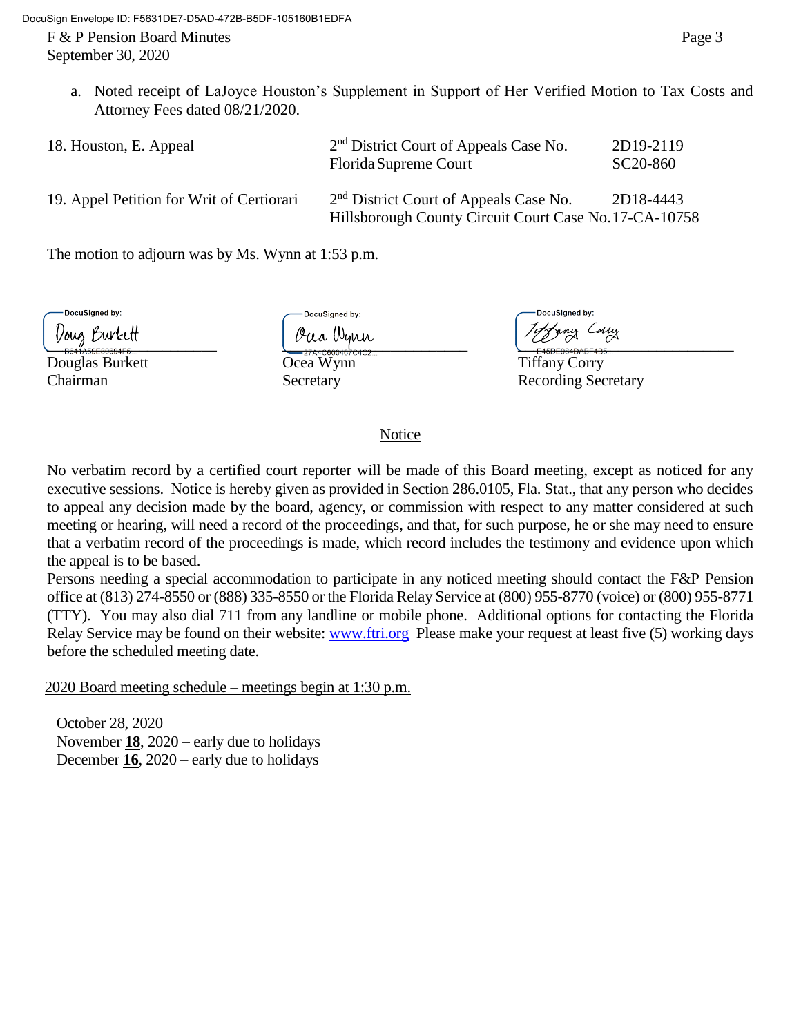a. Noted receipt of LaJoyce Houston's Supplement in Support of Her Verified Motion to Tax Costs and Attorney Fees dated 08/21/2020.

| | | |
|---|---|---|
| 18. Houston, E. Appeal | 2nd District Court of Appeals Case No.<br>Florida Supreme Court | 2D19-2119<br>SC20-860 |
| 19. Appel Petition for Writ of Certiorari | 2nd District Court of Appeals Case No.<br>Hillsborough County Circuit Court Case No. | 2D18-4443<br>17-CA-10758 |

The motion to adjourn was by Ms. Wynn at 1:53 p.m.

| | | |
|---|---|---|
| DocuSigned by: Doug Burkett | DocuSigned by: Ocea Wynn | DocuSigned by: Tiffany Corry |
| Douglas Burkett<br>Chairman | Ocea Wynn<br>Secretary | Tiffany Corry<br>Recording Secretary |

## Notice

No verbatim record by a certified court reporter will be made of this Board meeting, except as noticed for any executive sessions. Notice is hereby given as provided in Section 286.0105, Fla. Stat., that any person who decides to appeal any decision made by the board, agency, or commission with respect to any matter considered at such meeting or hearing, will need a record of the proceedings, and that, for such purpose, he or she may need to ensure that a verbatim record of the proceedings is made, which record includes the testimony and evidence upon which the appeal is to be based.

Persons needing a special accommodation to participate in any noticed meeting should contact the F&P Pension office at (813) 274-8550 or (888) 335-8550 or the Florida Relay Service at (800) 955-8770 (voice) or (800) 955-8771 (TTY). You may also dial 711 from any landline or mobile phone. Additional options for contacting the Florida Relay Service may be found on their website: www.ftri.org Please make your request at least five (5) working days before the scheduled meeting date.

2020 Board meeting schedule – meetings begin at 1:30 p.m.

October 28, 2020
November **18**, 2020 – early due to holidays
December **16**, 2020 – early due to holidays